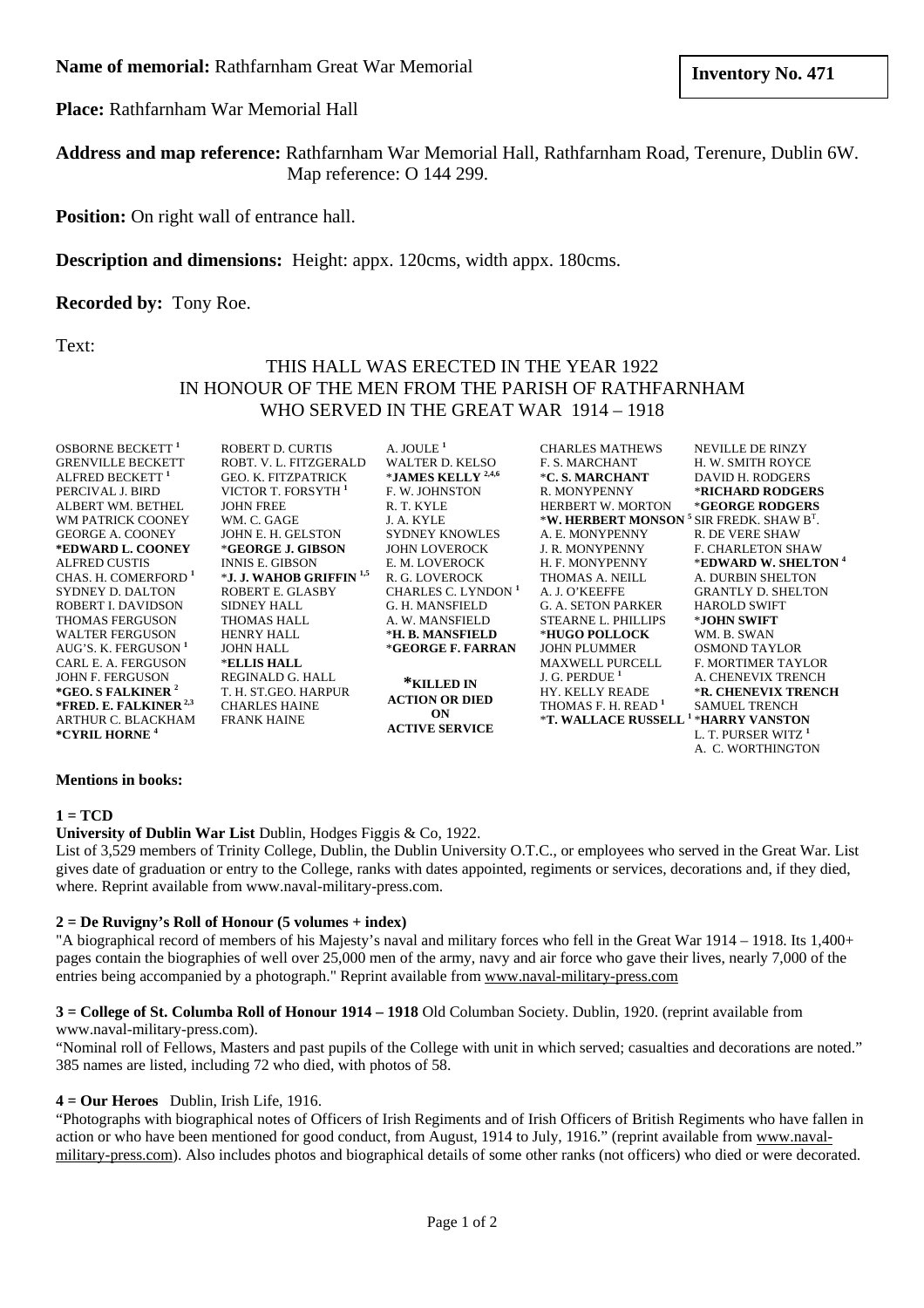**Name of memorial:** Rathfarnham Great War Memorial

**Inventory No. 471**

**Place:** Rathfarnham War Memorial Hall

**Address and map reference:** Rathfarnham War Memorial Hall, Rathfarnham Road, Terenure, Dublin 6W. Map reference: O 144 299.

**Position:** On right wall of entrance hall.

**Description and dimensions:** Height: appx. 120cms, width appx. 180cms.

**Recorded by:** Tony Roe.

Text:

THIS HALL WAS ERECTED IN THE YEAR 1922
IN HONOUR OF THE MEN FROM THE PARISH OF RATHFARNHAM
WHO SERVED IN THE GREAT WAR 1914 – 1918

OSBORNE BECKETT [1]
GRENVILLE BECKETT
ALFRED BECKETT [1]
PERCIVAL J. BIRD
ALBERT WM. BETHEL
WM PATRICK COONEY
GEORGE A. COONEY
**\*EDWARD L. COONEY**
ALFRED CUSTIS
CHAS. H. COMERFORD [1]
SYDNEY D. DALTON
ROBERT I. DAVIDSON
THOMAS FERGUSON
WALTER FERGUSON
AUG'S. K. FERGUSON [1]
CARL E. A. FERGUSON
JOHN F. FERGUSON
**\*GEO. S FALKINER** [2]
**\*FRED. E. FALKINER** [2,3]
ARTHUR C. BLACKHAM
**\*CYRIL HORNE** [4]

ROBERT D. CURTIS
ROBT. V. L. FITZGERALD
GEO. K. FITZPATRICK
VICTOR T. FORSYTH [1]
JOHN FREE
WM. C. GAGE
JOHN E. H. GELSTON
**\*GEORGE J. GIBSON**
INNIS E. GIBSON
**\*J. J. WAHOB GRIFFIN** [1,5]
ROBERT E. GLASBY
SIDNEY HALL
THOMAS HALL
HENRY HALL
JOHN HALL
**\*ELLIS HALL**
REGINALD G. HALL
T. H. ST.GEO. HARPUR
CHARLES HAINE
FRANK HAINE

A. JOULE [1]
WALTER D. KELSO
**\*JAMES KELLY** [2,4,6]
F. W. JOHNSTON
R. T. KYLE
J. A. KYLE
SYDNEY KNOWLES
JOHN LOVEROCK
E. M. LOVEROCK
R. G. LOVEROCK
CHARLES C. LYNDON [1]
G. H. MANSFIELD
A. W. MANSFIELD
**\*H. B. MANSFIELD**
**\*GEORGE F. FARRAN**

**\*KILLED IN ACTION OR DIED ON ACTIVE SERVICE**

CHARLES MATHEWS
F. S. MARCHANT
**\*C. S. MARCHANT**
R. MONYPENNY
HERBERT W. MORTON
**\*W. HERBERT MONSON** [5]
A. E. MONYPENNY
J. R. MONYPENNY
H. F. MONYPENNY
THOMAS A. NEILL
A. J. O'KEEFFE
G. A. SETON PARKER
STEARNE L. PHILLIPS
**\*HUGO POLLOCK**
JOHN PLUMMER
MAXWELL PURCELL
J. G. PERDUE [1]
HY. KELLY READE
THOMAS F. H. READ [1]
**\*T. WALLACE RUSSELL** [1]

NEVILLE DE RINZY
H. W. SMITH ROYCE
DAVID H. RODGERS
**\*RICHARD RODGERS**
**\*GEORGE RODGERS**
SIR FREDK. SHAW B$^T$.
R. DE VERE SHAW
F. CHARLETON SHAW
**\*EDWARD W. SHELTON** [4]
A. DURBIN SHELTON
GRANTLY D. SHELTON
HAROLD SWIFT
**\*JOHN SWIFT**
WM. B. SWAN
OSMOND TAYLOR
F. MORTIMER TAYLOR
A. CHENEVIX TRENCH
**\*R. CHENEVIX TRENCH**
SAMUEL TRENCH
**\*HARRY VANSTON**
L. T. PURSER WITZ [1]
A. C. WORTHINGTON

**Mentions in books:**

**1 = TCD**

**University of Dublin War List** Dublin, Hodges Figgis & Co, 1922.
List of 3,529 members of Trinity College, Dublin, the Dublin University O.T.C., or employees who served in the Great War. List gives date of graduation or entry to the College, ranks with dates appointed, regiments or services, decorations and, if they died, where. Reprint available from www.naval-military-press.com.

**2 = De Ruvigny's Roll of Honour (5 volumes + index)**
"A biographical record of members of his Majesty's naval and military forces who fell in the Great War 1914 – 1918. Its 1,400+ pages contain the biographies of well over 25,000 men of the army, navy and air force who gave their lives, nearly 7,000 of the entries being accompanied by a photograph." Reprint available from www.naval-military-press.com

**3 = College of St. Columba Roll of Honour 1914 – 1918** Old Columban Society. Dublin, 1920. (reprint available from www.naval-military-press.com).
"Nominal roll of Fellows, Masters and past pupils of the College with unit in which served; casualties and decorations are noted." 385 names are listed, including 72 who died, with photos of 58.

**4 = Our Heroes** Dublin, Irish Life, 1916.
"Photographs with biographical notes of Officers of Irish Regiments and of Irish Officers of British Regiments who have fallen in action or who have been mentioned for good conduct, from August, 1914 to July, 1916." (reprint available from www.naval-military-press.com). Also includes photos and biographical details of some other ranks (not officers) who died or were decorated.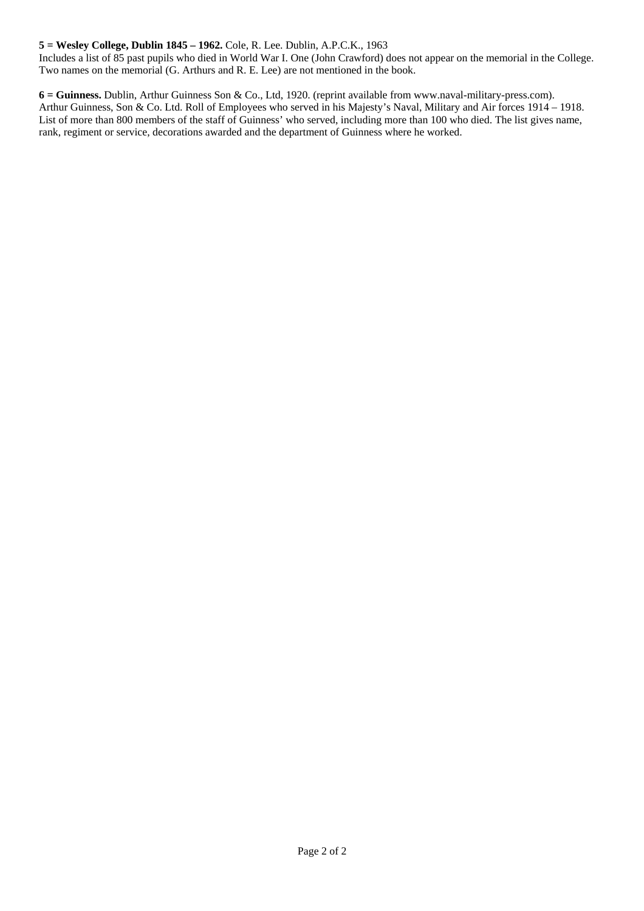**5 = Wesley College, Dublin 1845 – 1962.** Cole, R. Lee. Dublin, A.P.C.K., 1963
Includes a list of 85 past pupils who died in World War I. One (John Crawford) does not appear on the memorial in the College. Two names on the memorial (G. Arthurs and R. E. Lee) are not mentioned in the book.

**6 = Guinness.** Dublin, Arthur Guinness Son & Co., Ltd, 1920. (reprint available from www.naval-military-press.com).
Arthur Guinness, Son & Co. Ltd. Roll of Employees who served in his Majesty's Naval, Military and Air forces 1914 – 1918. List of more than 800 members of the staff of Guinness' who served, including more than 100 who died. The list gives name, rank, regiment or service, decorations awarded and the department of Guinness where he worked.